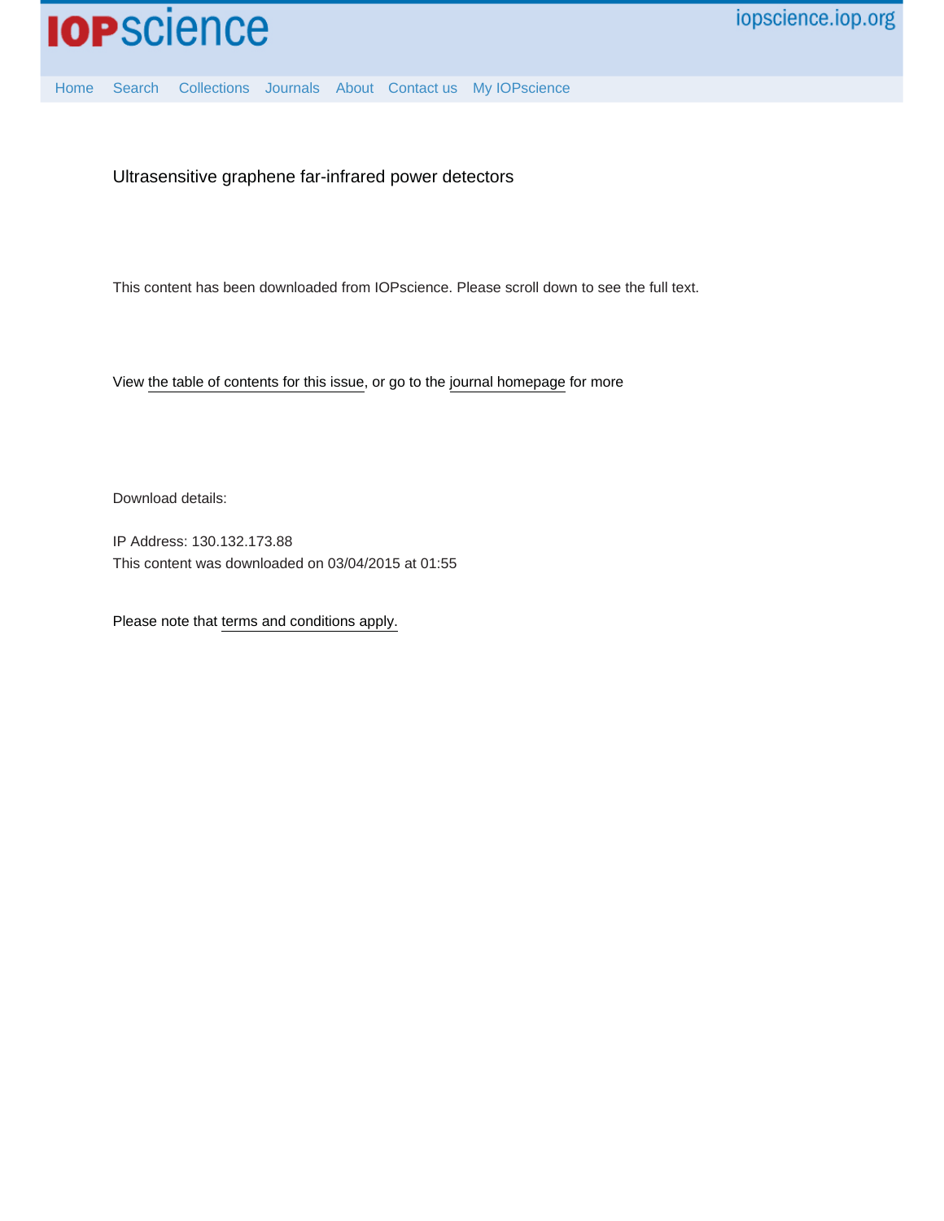Ultrasensitive graphene far-infrared power detectors

This content has been downloaded from IOPscience. Please scroll down to see the full text.

View the table of contents for this issue, or go to the journal homepage for more

Download details:

IP Address: 130.132.173.88

This content was downloaded on 03/04/2015 at 01:55

Please note that terms and conditions apply.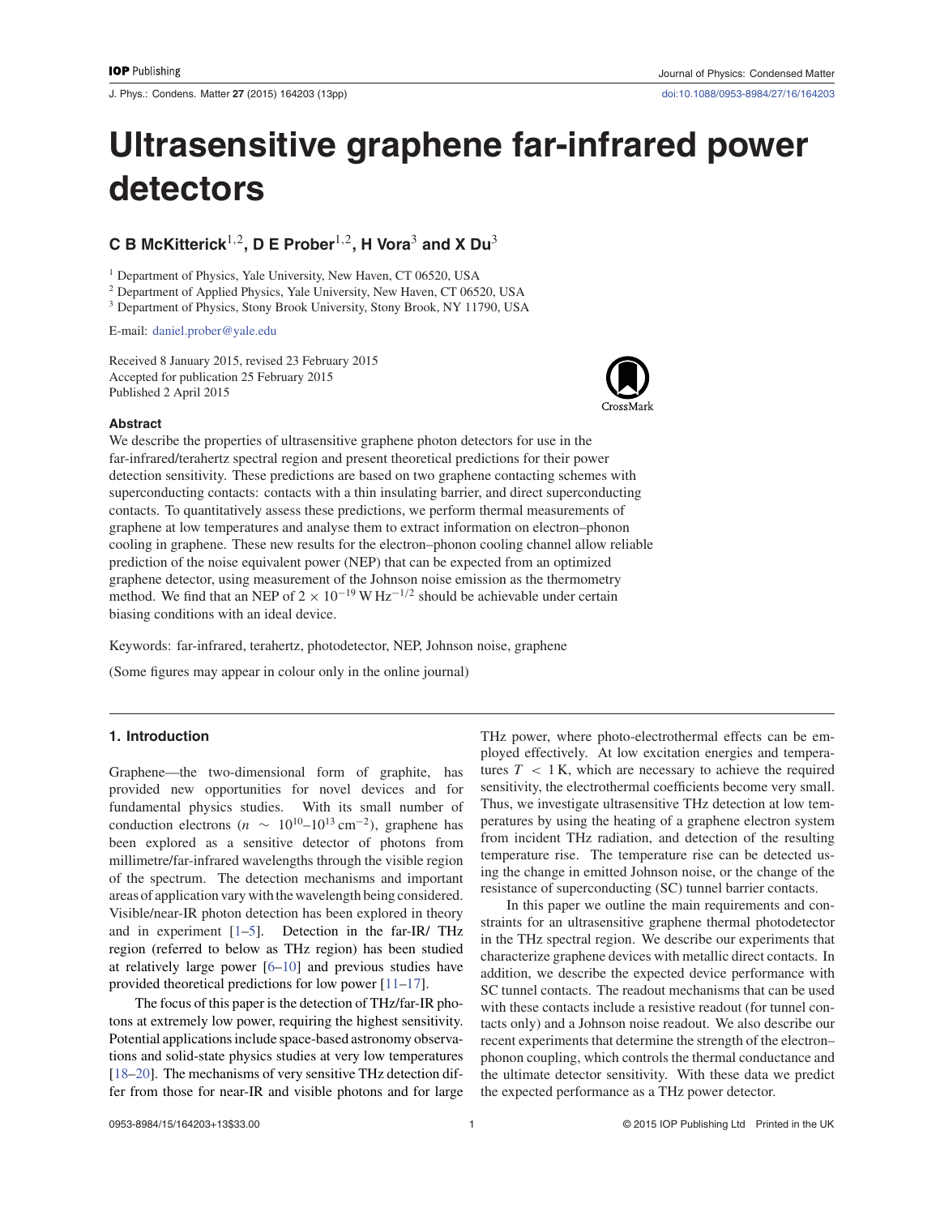# Ultrasensitive graphene far-infrared power detectors

**C B McKitterick**[1,2], **D E Prober**[1,2], **H Vora**[3] **and X Du**[3]

[1] Department of Physics, Yale University, New Haven, CT 06520, USA
[2] Department of Applied Physics, Yale University, New Haven, CT 06520, USA
[3] Department of Physics, Stony Brook University, Stony Brook, NY 11790, USA

E-mail: daniel.prober@yale.edu

Received 8 January 2015, revised 23 February 2015
Accepted for publication 25 February 2015
Published 2 April 2015

### Abstract

We describe the properties of ultrasensitive graphene photon detectors for use in the far-infrared/terahertz spectral region and present theoretical predictions for their power detection sensitivity. These predictions are based on two graphene contacting schemes with superconducting contacts: contacts with a thin insulating barrier, and direct superconducting contacts. To quantitatively assess these predictions, we perform thermal measurements of graphene at low temperatures and analyse them to extract information on electron–phonon cooling in graphene. These new results for the electron–phonon cooling channel allow reliable prediction of the noise equivalent power (NEP) that can be expected from an optimized graphene detector, using measurement of the Johnson noise emission as the thermometry method. We find that an NEP of $2 \times 10^{-19}$ W Hz$^{-1/2}$ should be achievable under certain biasing conditions with an ideal device.

Keywords: far-infrared, terahertz, photodetector, NEP, Johnson noise, graphene

(Some figures may appear in colour only in the online journal)

## 1. Introduction

Graphene—the two-dimensional form of graphite, has provided new opportunities for novel devices and for fundamental physics studies. With its small number of conduction electrons ($n \sim 10^{10}$–$10^{13}$ cm$^{-2}$), graphene has been explored as a sensitive detector of photons from millimetre/far-infrared wavelengths through the visible region of the spectrum. The detection mechanisms and important areas of application vary with the wavelength being considered. Visible/near-IR photon detection has been explored in theory and in experiment [1–5]. Detection in the far-IR/ THz region (referred to below as THz region) has been studied at relatively large power [6–10] and previous studies have provided theoretical predictions for low power [11–17].

The focus of this paper is the detection of THz/far-IR photons at extremely low power, requiring the highest sensitivity. Potential applications include space-based astronomy observations and solid-state physics studies at very low temperatures [18–20]. The mechanisms of very sensitive THz detection differ from those for near-IR and visible photons and for large THz power, where photo-electrothermal effects can be employed effectively. At low excitation energies and temperatures $T < 1$ K, which are necessary to achieve the required sensitivity, the electrothermal coefficients become very small. Thus, we investigate ultrasensitive THz detection at low temperatures by using the heating of a graphene electron system from incident THz radiation, and detection of the resulting temperature rise. The temperature rise can be detected using the change in emitted Johnson noise, or the change of the resistance of superconducting (SC) tunnel barrier contacts.

In this paper we outline the main requirements and constraints for an ultrasensitive graphene thermal photodetector in the THz spectral region. We describe our experiments that characterize graphene devices with metallic direct contacts. In addition, we describe the expected device performance with SC tunnel contacts. The readout mechanisms that can be used with these contacts include a resistive readout (for tunnel contacts only) and a Johnson noise readout. We also describe our recent experiments that determine the strength of the electron–phonon coupling, which controls the thermal conductance and the ultimate detector sensitivity. With these data we predict the expected performance as a THz power detector.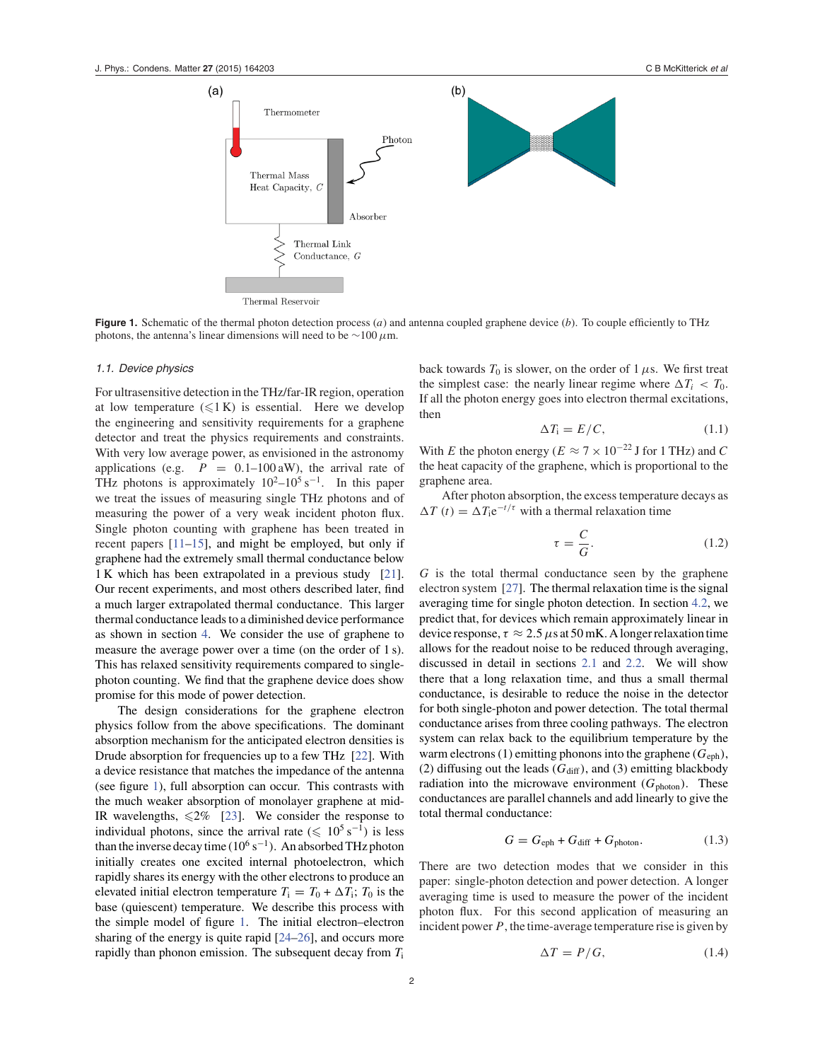Figure 1. Schematic of the thermal photon detection process (a) and antenna coupled graphene device (b). To couple efficiently to THz photons, the antenna's linear dimensions will need to be ~100 μm.

### 1.1. Device physics

For ultrasensitive detection in the THz/far-IR region, operation at low temperature (⩽1 K) is essential. Here we develop the engineering and sensitivity requirements for a graphene detector and treat the physics requirements and constraints. With very low average power, as envisioned in the astronomy applications (e.g. $P = 0.1$–$100$ aW), the arrival rate of THz photons is approximately $10^2$–$10^5\,\mathrm{s}^{-1}$. In this paper we treat the issues of measuring single THz photons and of measuring the power of a very weak incident photon flux. Single photon counting with graphene has been treated in recent papers [11–15], and might be employed, but only if graphene had the extremely small thermal conductance below 1 K which has been extrapolated in a previous study [21]. Our recent experiments, and most others described later, find a much larger extrapolated thermal conductance. This larger thermal conductance leads to a diminished device performance as shown in section 4. We consider the use of graphene to measure the average power over a time (on the order of 1 s). This has relaxed sensitivity requirements compared to single-photon counting. We find that the graphene device does show promise for this mode of power detection.

The design considerations for the graphene electron physics follow from the above specifications. The dominant absorption mechanism for the anticipated electron densities is Drude absorption for frequencies up to a few THz [22]. With a device resistance that matches the impedance of the antenna (see figure 1), full absorption can occur. This contrasts with the much weaker absorption of monolayer graphene at mid-IR wavelengths, ⩽2% [23]. We consider the response to individual photons, since the arrival rate (⩽ $10^5\,\mathrm{s}^{-1}$) is less than the inverse decay time ($10^6\,\mathrm{s}^{-1}$). An absorbed THz photon initially creates one excited internal photoelectron, which rapidly shares its energy with the other electrons to produce an elevated initial electron temperature $T_\mathrm{i} = T_0 + \Delta T_\mathrm{i}$; $T_0$ is the base (quiescent) temperature. We describe this process with the simple model of figure 1. The initial electron–electron sharing of the energy is quite rapid [24–26], and occurs more rapidly than phonon emission. The subsequent decay from $T_\mathrm{i}$ back towards $T_0$ is slower, on the order of 1 μs. We first treat the simplest case: the nearly linear regime where $\Delta T_i < T_0$. If all the photon energy goes into electron thermal excitations, then

$$\Delta T_\mathrm{i} = E/C, \tag{1.1}$$

With $E$ the photon energy ($E \approx 7 \times 10^{-22}$ J for 1 THz) and $C$ the heat capacity of the graphene, which is proportional to the graphene area.

After photon absorption, the excess temperature decays as $\Delta T\,(t) = \Delta T_\mathrm{i}\mathrm{e}^{-t/\tau}$ with a thermal relaxation time

$$\tau = \frac{C}{G}. \tag{1.2}$$

$G$ is the total thermal conductance seen by the graphene electron system [27]. The thermal relaxation time is the signal averaging time for single photon detection. In section 4.2, we predict that, for devices which remain approximately linear in device response, $\tau \approx 2.5\,\mu$s at 50 mK. A longer relaxation time allows for the readout noise to be reduced through averaging, discussed in detail in sections 2.1 and 2.2. We will show there that a long relaxation time, and thus a small thermal conductance, is desirable to reduce the noise in the detector for both single-photon and power detection. The total thermal conductance arises from three cooling pathways. The electron system can relax back to the equilibrium temperature by the warm electrons (1) emitting phonons into the graphene ($G_\mathrm{eph}$), (2) diffusing out the leads ($G_\mathrm{diff}$), and (3) emitting blackbody radiation into the microwave environment ($G_\mathrm{photon}$). These conductances are parallel channels and add linearly to give the total thermal conductance:

$$G = G_\mathrm{eph} + G_\mathrm{diff} + G_\mathrm{photon}. \tag{1.3}$$

There are two detection modes that we consider in this paper: single-photon detection and power detection. A longer averaging time is used to measure the power of the incident photon flux. For this second application of measuring an incident power $P$, the time-average temperature rise is given by

$$\Delta T = P/G, \tag{1.4}$$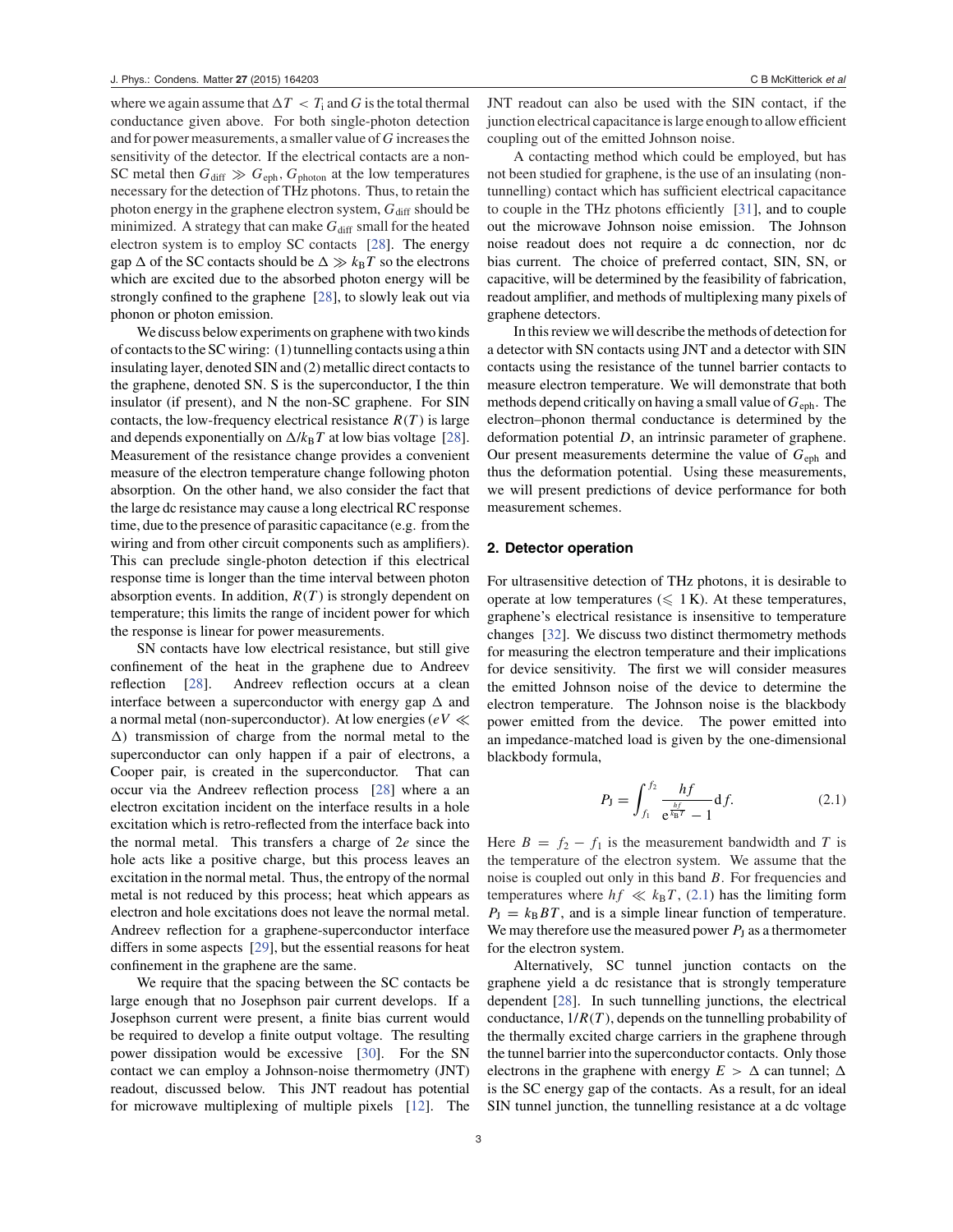where we again assume that $\Delta T < T_i$ and $G$ is the total thermal conductance given above. For both single-photon detection and for power measurements, a smaller value of $G$ increases the sensitivity of the detector. If the electrical contacts are a non-SC metal then $G_{\text{diff}} \gg G_{\text{eph}}, G_{\text{photon}}$ at the low temperatures necessary for the detection of THz photons. Thus, to retain the photon energy in the graphene electron system, $G_{\text{diff}}$ should be minimized. A strategy that can make $G_{\text{diff}}$ small for the heated electron system is to employ SC contacts [28]. The energy gap $\Delta$ of the SC contacts should be $\Delta \gg k_B T$ so the electrons which are excited due to the absorbed photon energy will be strongly confined to the graphene [28], to slowly leak out via phonon or photon emission.

We discuss below experiments on graphene with two kinds of contacts to the SC wiring: (1) tunnelling contacts using a thin insulating layer, denoted SIN and (2) metallic direct contacts to the graphene, denoted SN. S is the superconductor, I the thin insulator (if present), and N the non-SC graphene. For SIN contacts, the low-frequency electrical resistance $R(T)$ is large and depends exponentially on $\Delta/k_B T$ at low bias voltage [28]. Measurement of the resistance change provides a convenient measure of the electron temperature change following photon absorption. On the other hand, we also consider the fact that the large dc resistance may cause a long electrical RC response time, due to the presence of parasitic capacitance (e.g. from the wiring and from other circuit components such as amplifiers). This can preclude single-photon detection if this electrical response time is longer than the time interval between photon absorption events. In addition, $R(T)$ is strongly dependent on temperature; this limits the range of incident power for which the response is linear for power measurements.

SN contacts have low electrical resistance, but still give confinement of the heat in the graphene due to Andreev reflection [28]. Andreev reflection occurs at a clean interface between a superconductor with energy gap $\Delta$ and a normal metal (non-superconductor). At low energies ($eV \ll \Delta$) transmission of charge from the normal metal to the superconductor can only happen if a pair of electrons, a Cooper pair, is created in the superconductor. That can occur via the Andreev reflection process [28] where a an electron excitation incident on the interface results in a hole excitation which is retro-reflected from the interface back into the normal metal. This transfers a charge of $2e$ since the hole acts like a positive charge, but this process leaves an excitation in the normal metal. Thus, the entropy of the normal metal is not reduced by this process; heat which appears as electron and hole excitations does not leave the normal metal. Andreev reflection for a graphene-superconductor interface differs in some aspects [29], but the essential reasons for heat confinement in the graphene are the same.

We require that the spacing between the SC contacts be large enough that no Josephson pair current develops. If a Josephson current were present, a finite bias current would be required to develop a finite output voltage. The resulting power dissipation would be excessive [30]. For the SN contact we can employ a Johnson-noise thermometry (JNT) readout, discussed below. This JNT readout has potential for microwave multiplexing of multiple pixels [12]. The JNT readout can also be used with the SIN contact, if the junction electrical capacitance is large enough to allow efficient coupling out of the emitted Johnson noise.

A contacting method which could be employed, but has not been studied for graphene, is the use of an insulating (non-tunnelling) contact which has sufficient electrical capacitance to couple in the THz photons efficiently [31], and to couple out the microwave Johnson noise emission. The Johnson noise readout does not require a dc connection, nor dc bias current. The choice of preferred contact, SIN, SN, or capacitive, will be determined by the feasibility of fabrication, readout amplifier, and methods of multiplexing many pixels of graphene detectors.

In this review we will describe the methods of detection for a detector with SN contacts using JNT and a detector with SIN contacts using the resistance of the tunnel barrier contacts to measure electron temperature. We will demonstrate that both methods depend critically on having a small value of $G_{\text{eph}}$. The electron–phonon thermal conductance is determined by the deformation potential $D$, an intrinsic parameter of graphene. Our present measurements determine the value of $G_{\text{eph}}$ and thus the deformation potential. Using these measurements, we will present predictions of device performance for both measurement schemes.

## 2. Detector operation

For ultrasensitive detection of THz photons, it is desirable to operate at low temperatures ($\leqslant$ 1 K). At these temperatures, graphene's electrical resistance is insensitive to temperature changes [32]. We discuss two distinct thermometry methods for measuring the electron temperature and their implications for device sensitivity. The first we will consider measures the emitted Johnson noise of the device to determine the electron temperature. The Johnson noise is the blackbody power emitted from the device. The power emitted into an impedance-matched load is given by the one-dimensional blackbody formula,

$$P_J = \int_{f_1}^{f_2} \frac{hf}{e^{\frac{hf}{k_B T}} - 1} \, df. \tag{2.1}$$

Here $B = f_2 - f_1$ is the measurement bandwidth and $T$ is the temperature of the electron system. We assume that the noise is coupled out only in this band $B$. For frequencies and temperatures where $hf \ll k_B T$, (2.1) has the limiting form $P_J = k_B B T$, and is a simple linear function of temperature. We may therefore use the measured power $P_J$ as a thermometer for the electron system.

Alternatively, SC tunnel junction contacts on the graphene yield a dc resistance that is strongly temperature dependent [28]. In such tunnelling junctions, the electrical conductance, $1/R(T)$, depends on the tunnelling probability of the thermally excited charge carriers in the graphene through the tunnel barrier into the superconductor contacts. Only those electrons in the graphene with energy $E > \Delta$ can tunnel; $\Delta$ is the SC energy gap of the contacts. As a result, for an ideal SIN tunnel junction, the tunnelling resistance at a dc voltage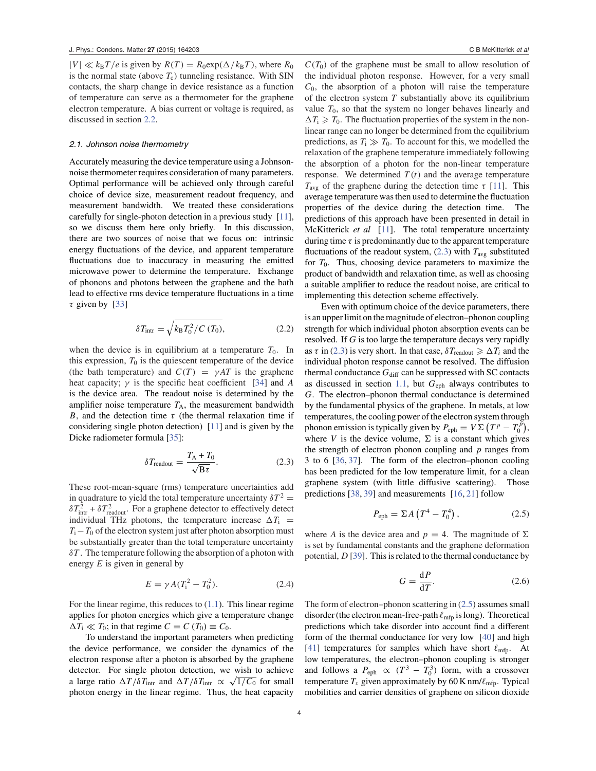$|V| \ll k_B T/e$ is given by $R(T) = R_0 \exp(\Delta/k_B T)$, where $R_0$ is the normal state (above $T_c$) tunneling resistance. With SIN contacts, the sharp change in device resistance as a function of temperature can serve as a thermometer for the graphene electron temperature. A bias current or voltage is required, as discussed in section 2.2.

### 2.1. Johnson noise thermometry

Accurately measuring the device temperature using a Johnson-noise thermometer requires consideration of many parameters. Optimal performance will be achieved only through careful choice of device size, measurement readout frequency, and measurement bandwidth. We treated these considerations carefully for single-photon detection in a previous study [11], so we discuss them here only briefly. In this discussion, there are two sources of noise that we focus on: intrinsic energy fluctuations of the device, and apparent temperature fluctuations due to inaccuracy in measuring the emitted microwave power to determine the temperature. Exchange of phonons and photons between the graphene and the bath lead to effective rms device temperature fluctuations in a time $\tau$ given by [33]

$$\delta T_{\text{intr}} = \sqrt{k_B T_0^2 / C(T_0)}, \tag{2.2}$$

when the device is in equilibrium at a temperature $T_0$. In this expression, $T_0$ is the quiescent temperature of the device (the bath temperature) and $C(T) = \gamma A T$ is the graphene heat capacity; $\gamma$ is the specific heat coefficient [34] and $A$ is the device area. The readout noise is determined by the amplifier noise temperature $T_A$, the measurement bandwidth $B$, and the detection time $\tau$ (the thermal relaxation time if considering single photon detection) [11] and is given by the Dicke radiometer formula [35]:

$$\delta T_{\text{readout}} = \frac{T_A + T_0}{\sqrt{B\tau}}. \tag{2.3}$$

These root-mean-square (rms) temperature uncertainties add in quadrature to yield the total temperature uncertainty $\delta T^2 = \delta T_{\text{intr}}^2 + \delta T_{\text{readout}}^2$. For a graphene detector to effectively detect individual THz photons, the temperature increase $\Delta T_i = T_i - T_0$ of the electron system just after photon absorption must be substantially greater than the total temperature uncertainty $\delta T$. The temperature following the absorption of a photon with energy $E$ is given in general by

$$E = \gamma A (T_i^2 - T_0^2). \tag{2.4}$$

For the linear regime, this reduces to (1.1). This linear regime applies for photon energies which give a temperature change $\Delta T_i \ll T_0$; in that regime $C = C(T_0) \equiv C_0$.

To understand the important parameters when predicting the device performance, we consider the dynamics of the electron response after a photon is absorbed by the graphene detector. For single photon detection, we wish to achieve a large ratio $\Delta T/\delta T_{\text{intr}}$ and $\Delta T/\delta T_{\text{intr}} \propto \sqrt{1/C_0}$ for small photon energy in the linear regime. Thus, the heat capacity $C(T_0)$ of the graphene must be small to allow resolution of the individual photon response. However, for a very small $C_0$, the absorption of a photon will raise the temperature of the electron system $T$ substantially above its equilibrium value $T_0$, so that the system no longer behaves linearly and $\Delta T_i \geqslant T_0$. The fluctuation properties of the system in the non-linear range can no longer be determined from the equilibrium predictions, as $T_i \gg T_0$. To account for this, we modelled the relaxation of the graphene temperature immediately following the absorption of a photon for the non-linear temperature response. We determined $T(t)$ and the average temperature $T_{\text{avg}}$ of the graphene during the detection time $\tau$ [11]. This average temperature was then used to determine the fluctuation properties of the device during the detection time. The predictions of this approach have been presented in detail in McKitterick *et al* [11]. The total temperature uncertainty during time $\tau$ is predominantly due to the apparent temperature fluctuations of the readout system, (2.3) with $T_{\text{avg}}$ substituted for $T_0$. Thus, choosing device parameters to maximize the product of bandwidth and relaxation time, as well as choosing a suitable amplifier to reduce the readout noise, are critical to implementing this detection scheme effectively.

Even with optimum choice of the device parameters, there is an upper limit on the magnitude of electron–phonon coupling strength for which individual photon absorption events can be resolved. If $G$ is too large the temperature decays very rapidly as $\tau$ in (2.3) is very short. In that case, $\delta T_{\text{readout}} \geqslant \Delta T_i$ and the individual photon response cannot be resolved. The diffusion thermal conductance $G_{\text{diff}}$ can be suppressed with SC contacts as discussed in section 1.1, but $G_{\text{eph}}$ always contributes to $G$. The electron–phonon thermal conductance is determined by the fundamental physics of the graphene. In metals, at low temperatures, the cooling power of the electron system through phonon emission is typically given by $P_{\text{eph}} = V\Sigma\left(T^p - T_0^p\right)$, where $V$ is the device volume, $\Sigma$ is a constant which gives the strength of electron phonon coupling and $p$ ranges from 3 to 6 [36, 37]. The form of the electron–phonon cooling has been predicted for the low temperature limit, for a clean graphene system (with little diffusive scattering). Those predictions [38, 39] and measurements [16, 21] follow

$$P_{\text{eph}} = \Sigma A \left(T^4 - T_0^4\right), \tag{2.5}$$

where $A$ is the device area and $p = 4$. The magnitude of $\Sigma$ is set by fundamental constants and the graphene deformation potential, $D$ [39]. This is related to the thermal conductance by

$$G = \frac{\mathrm{d}P}{\mathrm{d}T}. \tag{2.6}$$

The form of electron–phonon scattering in (2.5) assumes small disorder (the electron mean-free-path $\ell_{\text{mfp}}$ is long). Theoretical predictions which take disorder into account find a different form of the thermal conductance for very low [40] and high [41] temperatures for samples which have short $\ell_{\text{mfp}}$. At low temperatures, the electron–phonon coupling is stronger and follows a $P_{\text{eph}} \propto (T^3 - T_0^3)$ form, with a crossover temperature $T_x$ given approximately by $60\,\text{K nm}/\ell_{\text{mfp}}$. Typical mobilities and carrier densities of graphene on silicon dioxide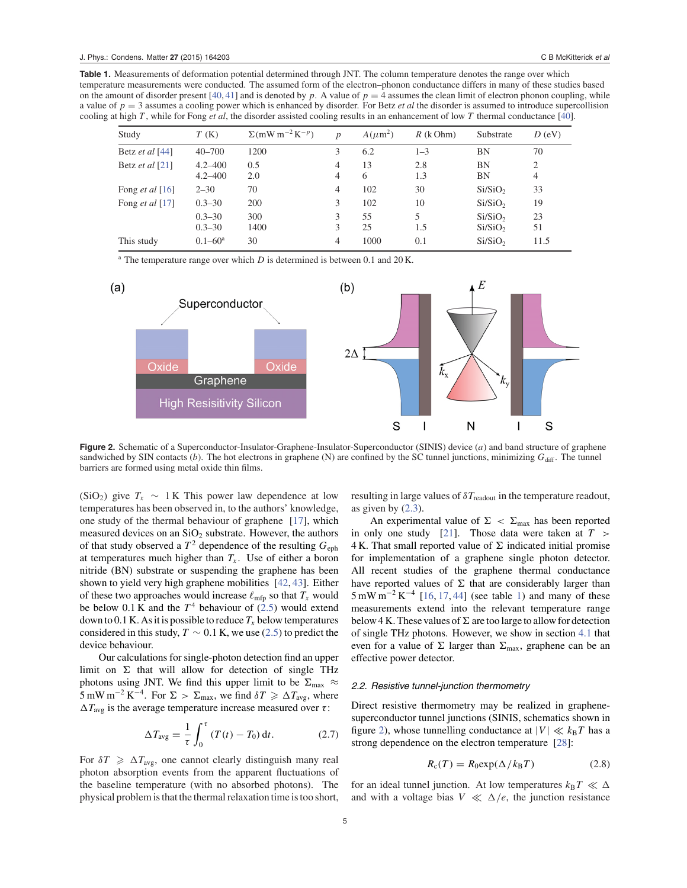**Table 1.** Measurements of deformation potential determined through JNT. The column temperature denotes the range over which temperature measurements were conducted. The assumed form of the electron–phonon conductance differs in many of these studies based on the amount of disorder present [40, 41] and is denoted by $p$. A value of $p = 4$ assumes the clean limit of electron phonon coupling, while a value of $p = 3$ assumes a cooling power which is enhanced by disorder. For Betz *et al* the disorder is assumed to introduce supercollision cooling at high $T$, while for Fong *et al*, the disorder assisted cooling results in an enhancement of low $T$ thermal conductance [40].

| Study | $T$ (K) | $\Sigma$(mW m$^{-2}$ K$^{-p}$) | $p$ | $A$($\mu$m$^2$) | $R$ (k Ohm) | Substrate | $D$ (eV) |
|---|---|---|---|---|---|---|---|
| Betz *et al* [44] | 40–700 | 1200 | 3 | 6.2 | 1–3 | BN | 70 |
| Betz *et al* [21] | 4.2–400 | 0.5 | 4 | 13 | 2.8 | BN | 2 |
| | 4.2–400 | 2.0 | 4 | 6 | 1.3 | BN | 4 |
| Fong *et al* [16] | 2–30 | 70 | 4 | 102 | 30 | Si/SiO$_2$ | 33 |
| Fong *et al* [17] | 0.3–30 | 200 | 3 | 102 | 10 | Si/SiO$_2$ | 19 |
| | 0.3–30 | 300 | 3 | 55 | 5 | Si/SiO$_2$ | 23 |
| | 0.3–30 | 1400 | 3 | 25 | 1.5 | Si/SiO$_2$ | 51 |
| This study | 0.1–60[a] | 30 | 4 | 1000 | 0.1 | Si/SiO$_2$ | 11.5 |

[a] The temperature range over which $D$ is determined is between 0.1 and 20 K.

**Figure 2.** Schematic of a Superconductor-Insulator-Graphene-Insulator-Superconductor (SINIS) device ($a$) and band structure of graphene sandwiched by SIN contacts ($b$). The hot electrons in graphene (N) are confined by the SC tunnel junctions, minimizing $G_{\text{diff}}$. The tunnel barriers are formed using metal oxide thin films.

($SiO_2$) give $T_x \sim 1$ K This power law dependence at low temperatures has been observed in, to the authors' knowledge, one study of the thermal behaviour of graphene [17], which measured devices on an $SiO_2$ substrate. However, the authors of that study observed a $T^2$ dependence of the resulting $G_{\text{eph}}$ at temperatures much higher than $T_x$. Use of either a boron nitride (BN) substrate or suspending the graphene has been shown to yield very high graphene mobilities [42, 43]. Either of these two approaches would increase $\ell_{\text{mfp}}$ so that $T_x$ would be below 0.1 K and the $T^4$ behaviour of (2.5) would extend down to 0.1 K. As it is possible to reduce $T_x$ below temperatures considered in this study, $T \sim 0.1$ K, we use (2.5) to predict the device behaviour.

Our calculations for single-photon detection find an upper limit on $\Sigma$ that will allow for detection of single THz photons using JNT. We find this upper limit to be $\Sigma_{\text{max}} \approx 5$ mW m$^{-2}$ K$^{-4}$. For $\Sigma > \Sigma_{\text{max}}$, we find $\delta T \geqslant \Delta T_{\text{avg}}$, where $\Delta T_{\text{avg}}$ is the average temperature increase measured over $\tau$:

$$\Delta T_{\text{avg}} = \frac{1}{\tau}\int_0^{\tau} (T(t) - T_0)\, \mathrm{d}t. \tag{2.7}$$

For $\delta T \geqslant \Delta T_{\text{avg}}$, one cannot clearly distinguish many real photon absorption events from the apparent fluctuations of the baseline temperature (with no absorbed photons). The physical problem is that the thermal relaxation time is too short, resulting in large values of $\delta T_{\text{readout}}$ in the temperature readout, as given by (2.3).

An experimental value of $\Sigma < \Sigma_{\text{max}}$ has been reported in only one study [21]. Those data were taken at $T > 4$ K. That small reported value of $\Sigma$ indicated initial promise for implementation of a graphene single photon detector. All recent studies of the graphene thermal conductance have reported values of $\Sigma$ that are considerably larger than 5 mW m$^{-2}$ K$^{-4}$ [16, 17, 44] (see table 1) and many of these measurements extend into the relevant temperature range below 4 K. These values of $\Sigma$ are too large to allow for detection of single THz photons. However, we show in section 4.1 that even for a value of $\Sigma$ larger than $\Sigma_{\text{max}}$, graphene can be an effective power detector.

### 2.2. Resistive tunnel-junction thermometry

Direct resistive thermometry may be realized in graphene-superconductor tunnel junctions (SINIS, schematics shown in figure 2), whose tunnelling conductance at $|V| \ll k_B T$ has a strong dependence on the electron temperature [28]:

$$R_c(T) = R_0 \exp(\Delta / k_B T) \tag{2.8}$$

for an ideal tunnel junction. At low temperatures $k_B T \ll \Delta$ and with a voltage bias $V \ll \Delta/e$, the junction resistance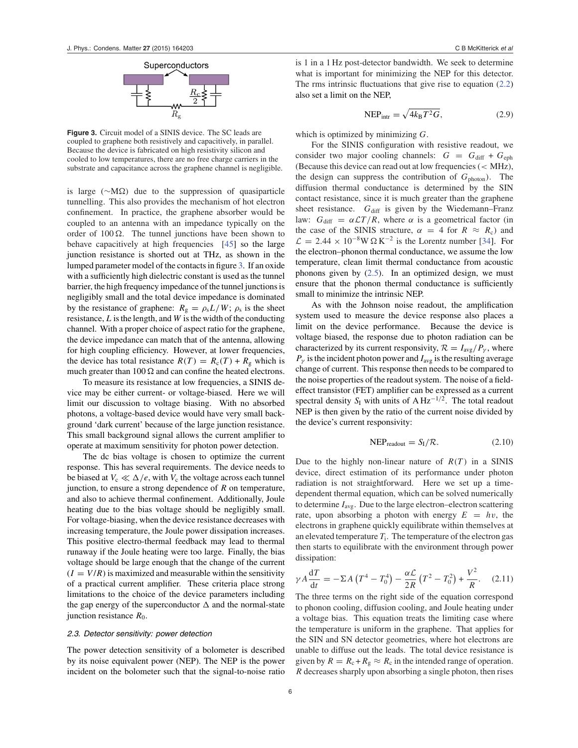Superconductors

$R_c/2$

$R_g$

**Figure 3.** Circuit model of a SINIS device. The SC leads are coupled to graphene both resistively and capacitively, in parallel. Because the device is fabricated on high resistivity silicon and cooled to low temperatures, there are no free charge carriers in the substrate and capacitance across the graphene channel is negligible.

is large ($\sim$M$\Omega$) due to the suppression of quasiparticle tunnelling. This also provides the mechanism of hot electron confinement. In practice, the graphene absorber would be coupled to an antenna with an impedance typically on the order of 100 $\Omega$. The tunnel junctions have been shown to behave capacitively at high frequencies [45] so the large junction resistance is shorted out at THz, as shown in the lumped parameter model of the contacts in figure 3. If an oxide with a sufficiently high dielectric constant is used as the tunnel barrier, the high frequency impedance of the tunnel junctions is negligibly small and the total device impedance is dominated by the resistance of graphene: $R_g = \rho_s L/W$; $\rho_s$ is the sheet resistance, $L$ is the length, and $W$ is the width of the conducting channel. With a proper choice of aspect ratio for the graphene, the device impedance can match that of the antenna, allowing for high coupling efficiency. However, at lower frequencies, the device has total resistance $R(T) = R_c(T) + R_g$ which is much greater than 100 $\Omega$ and can confine the heated electrons.

To measure its resistance at low frequencies, a SINIS device may be either current- or voltage-biased. Here we will limit our discussion to voltage biasing. With no absorbed photons, a voltage-based device would have very small background 'dark current' because of the large junction resistance. This small background signal allows the current amplifier to operate at maximum sensitivity for photon power detection.

The dc bias voltage is chosen to optimize the current response. This has several requirements. The device needs to be biased at $V_c \ll \Delta/e$, with $V_c$ the voltage across each tunnel junction, to ensure a strong dependence of $R$ on temperature, and also to achieve thermal confinement. Additionally, Joule heating due to the bias voltage should be negligibly small. For voltage-biasing, when the device resistance decreases with increasing temperature, the Joule power dissipation increases. This positive electro-thermal feedback may lead to thermal runaway if the Joule heating were too large. Finally, the bias voltage should be large enough that the change of the current ($I = V/R$) is maximized and measurable within the sensitivity of a practical current amplifier. These criteria place strong limitations to the choice of the device parameters including the gap energy of the superconductor $\Delta$ and the normal-state junction resistance $R_0$.

### 2.3. Detector sensitivity: power detection

The power detection sensitivity of a bolometer is described by its noise equivalent power (NEP). The NEP is the power incident on the bolometer such that the signal-to-noise ratio is 1 in a 1 Hz post-detector bandwidth. We seek to determine what is important for minimizing the NEP for this detector. The rms intrinsic fluctuations that give rise to equation (2.2) also set a limit on the NEP,

$$\mathrm{NEP_{intr}} = \sqrt{4k_B T^2 G}, \qquad (2.9)$$

which is optimized by minimizing $G$.

For the SINIS configuration with resistive readout, we consider two major cooling channels: $G = G_{\mathrm{diff}} + G_{\mathrm{eph}}$ (Because this device can read out at low frequencies ($<$ MHz), the design can suppress the contribution of $G_{\mathrm{photon}}$). The diffusion thermal conductance is determined by the SIN contact resistance, since it is much greater than the graphene sheet resistance. $G_{\mathrm{diff}}$ is given by the Wiedemann–Franz law: $G_{\mathrm{diff}} = \alpha \mathcal{L} T/R$, where $\alpha$ is a geometrical factor (in the case of the SINIS structure, $\alpha = 4$ for $R \approx R_c$) and $\mathcal{L} = 2.44 \times 10^{-8}\,\mathrm{W\,\Omega\,K^{-2}}$ is the Lorentz number [34]. For the electron–phonon thermal conductance, we assume the low temperature, clean limit thermal conductance from acoustic phonons given by (2.5). In an optimized design, we must ensure that the phonon thermal conductance is sufficiently small to minimize the intrinsic NEP.

As with the Johnson noise readout, the amplification system used to measure the device response also places a limit on the device performance. Because the device is voltage biased, the response due to photon radiation can be characterized by its current responsivity, $\mathcal{R} = I_{\mathrm{avg}}/P_\gamma$, where $P_\gamma$ is the incident photon power and $I_{\mathrm{avg}}$ is the resulting average change of current. This response then needs to be compared to the noise properties of the readout system. The noise of a field-effect transistor (FET) amplifier can be expressed as a current spectral density $S_I$ with units of $\mathrm{A\,Hz^{-1/2}}$. The total readout NEP is then given by the ratio of the current noise divided by the device's current responsivity:

$$\mathrm{NEP_{readout}} = S_I/\mathcal{R}. \qquad (2.10)$$

Due to the highly non-linear nature of $R(T)$ in a SINIS device, direct estimation of its performance under photon radiation is not straightforward. Here we set up a time-dependent thermal equation, which can be solved numerically to determine $I_{\mathrm{avg}}$. Due to the large electron–electron scattering rate, upon absorbing a photon with energy $E = h\nu$, the electrons in graphene quickly equilibrate within themselves at an elevated temperature $T_i$. The temperature of the electron gas then starts to equilibrate with the environment through power dissipation:

$$\gamma A \frac{\mathrm{d}T}{\mathrm{d}t} = -\Sigma A \left(T^4 - T_0^4\right) - \frac{\alpha \mathcal{L}}{2R}\left(T^2 - T_0^2\right) + \frac{V^2}{R}. \qquad (2.11)$$

The three terms on the right side of the equation correspond to phonon cooling, diffusion cooling, and Joule heating under a voltage bias. This equation treats the limiting case where the temperature is uniform in the graphene. That applies for the SIN and SN detector geometries, where hot electrons are unable to diffuse out the leads. The total device resistance is given by $R = R_c + R_g \approx R_c$ in the intended range of operation. $R$ decreases sharply upon absorbing a single photon, then rises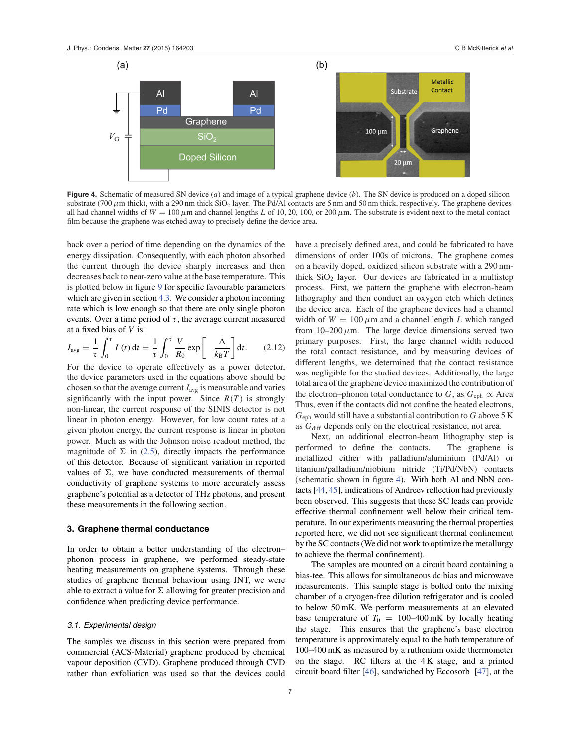Figure 4. Schematic of measured SN device (a) and image of a typical graphene device (b). The SN device is produced on a doped silicon substrate (700 $\mu$m thick), with a 290 nm thick $SiO_2$ layer. The Pd/Al contacts are 5 nm and 50 nm thick, respectively. The graphene devices all had channel widths of $W = 100\,\mu$m and channel lengths $L$ of 10, 20, 100, or 200 $\mu$m. The substrate is evident next to the metal contact film because the graphene was etched away to precisely define the device area.

back over a period of time depending on the dynamics of the energy dissipation. Consequently, with each photon absorbed the current through the device sharply increases and then decreases back to near-zero value at the base temperature. This is plotted below in figure 9 for specific favourable parameters which are given in section 4.3. We consider a photon incoming rate which is low enough so that there are only single photon events. Over a time period of $\tau$, the average current measured at a fixed bias of $V$ is:

$$I_{\text{avg}} = \frac{1}{\tau}\int_0^{\tau} I(t)\,\mathrm{d}t = \frac{1}{\tau}\int_0^{\tau} \frac{V}{R_0}\exp\left[-\frac{\Delta}{k_B T}\right]\mathrm{d}t. \tag{2.12}$$

For the device to operate effectively as a power detector, the device parameters used in the equations above should be chosen so that the average current $I_{\text{avg}}$ is measurable and varies significantly with the input power. Since $R(T)$ is strongly non-linear, the current response of the SINIS detector is not linear in photon energy. However, for low count rates at a given photon energy, the current response is linear in photon power. Much as with the Johnson noise readout method, the magnitude of $\Sigma$ in (2.5), directly impacts the performance of this detector. Because of significant variation in reported values of $\Sigma$, we have conducted measurements of thermal conductivity of graphene systems to more accurately assess graphene's potential as a detector of THz photons, and present these measurements in the following section.

## 3. Graphene thermal conductance

In order to obtain a better understanding of the electron–phonon process in graphene, we performed steady-state heating measurements on graphene systems. Through these studies of graphene thermal behaviour using JNT, we were able to extract a value for $\Sigma$ allowing for greater precision and confidence when predicting device performance.

### 3.1. Experimental design

The samples we discuss in this section were prepared from commercial (ACS-Material) graphene produced by chemical vapour deposition (CVD). Graphene produced through CVD rather than exfoliation was used so that the devices could have a precisely defined area, and could be fabricated to have dimensions of order 100s of microns. The graphene comes on a heavily doped, oxidized silicon substrate with a 290 nm-thick $SiO_2$ layer. Our devices are fabricated in a multistep process. First, we pattern the graphene with electron-beam lithography and then conduct an oxygen etch which defines the device area. Each of the graphene devices had a channel width of $W = 100\,\mu$m and a channel length $L$ which ranged from 10–200 $\mu$m. The large device dimensions served two primary purposes. First, the large channel width reduced the total contact resistance, and by measuring devices of different lengths, we determined that the contact resistance was negligible for the studied devices. Additionally, the large total area of the graphene device maximized the contribution of the electron–phonon total conductance to $G$, as $G_{\text{eph}} \propto$ Area. Thus, even if the contacts did not confine the heated electrons, $G_{\text{eph}}$ would still have a substantial contribution to $G$ above 5 K as $G_{\text{diff}}$ depends only on the electrical resistance, not area.

Next, an additional electron-beam lithography step is performed to define the contacts. The graphene is metallized either with palladium/aluminium (Pd/Al) or titanium/palladium/niobium nitride (Ti/Pd/NbN) contacts (schematic shown in figure 4). With both Al and NbN contacts [44, 45], indications of Andreev reflection had previously been observed. This suggests that these SC leads can provide effective thermal confinement well below their critical temperature. In our experiments measuring the thermal properties reported here, we did not see significant thermal confinement by the SC contacts (We did not work to optimize the metallurgy to achieve the thermal confinement).

The samples are mounted on a circuit board containing a bias-tee. This allows for simultaneous dc bias and microwave measurements. This sample stage is bolted onto the mixing chamber of a cryogen-free dilution refrigerator and is cooled to below 50 mK. We perform measurements at an elevated base temperature of $T_0 = 100$–400 mK by locally heating the stage. This ensures that the graphene's base electron temperature is approximately equal to the bath temperature of 100–400 mK as measured by a ruthenium oxide thermometer on the stage. RC filters at the 4 K stage, and a printed circuit board filter [46], sandwiched by Eccosorb [47], at the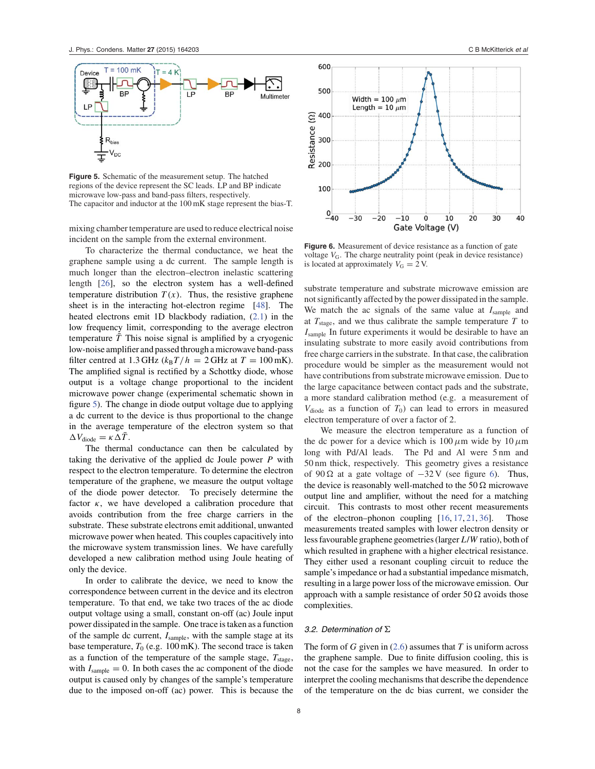Figure 5. Schematic of the measurement setup. The hatched regions of the device represent the SC leads. LP and BP indicate microwave low-pass and band-pass filters, respectively. The capacitor and inductor at the 100 mK stage represent the bias-T.

mixing chamber temperature are used to reduce electrical noise incident on the sample from the external environment.

To characterize the thermal conductance, we heat the graphene sample using a dc current. The sample length is much longer than the electron–electron inelastic scattering length [26], so the electron system has a well-defined temperature distribution $T(x)$. Thus, the resistive graphene sheet is in the interacting hot-electron regime [48]. The heated electrons emit 1D blackbody radiation, (2.1) in the low frequency limit, corresponding to the average electron temperature $\bar{T}$ This noise signal is amplified by a cryogenic low-noise amplifier and passed through a microwave band-pass filter centred at 1.3 GHz ($k_B T/h = 2$ GHz at $T = 100$ mK). The amplified signal is rectified by a Schottky diode, whose output is a voltage change proportional to the incident microwave power change (experimental schematic shown in figure 5). The change in diode output voltage due to applying a dc current to the device is thus proportional to the change in the average temperature of the electron system so that $\Delta V_{\text{diode}} = \kappa \Delta \bar{T}$.

The thermal conductance can then be calculated by taking the derivative of the applied dc Joule power $P$ with respect to the electron temperature. To determine the electron temperature of the graphene, we measure the output voltage of the diode power detector. To precisely determine the factor $\kappa$, we have developed a calibration procedure that avoids contribution from the free charge carriers in the substrate. These substrate electrons emit additional, unwanted microwave power when heated. This couples capacitively into the microwave system transmission lines. We have carefully developed a new calibration method using Joule heating of only the device.

In order to calibrate the device, we need to know the correspondence between current in the device and its electron temperature. To that end, we take two traces of the ac diode output voltage using a small, constant on-off (ac) Joule input power dissipated in the sample. One trace is taken as a function of the sample dc current, $I_{\text{sample}}$, with the sample stage at its base temperature, $T_0$ (e.g. 100 mK). The second trace is taken as a function of the temperature of the sample stage, $T_{\text{stage}}$, with $I_{\text{sample}} = 0$. In both cases the ac component of the diode output is caused only by changes of the sample's temperature due to the imposed on-off (ac) power. This is because the substrate temperature and substrate microwave emission are not significantly affected by the power dissipated in the sample. We match the ac signals of the same value at $I_{\text{sample}}$ and at $T_{\text{stage}}$, and we thus calibrate the sample temperature $T$ to $I_{\text{sample}}$ In future experiments it would be desirable to have an insulating substrate to more easily avoid contributions from free charge carriers in the substrate. In that case, the calibration procedure would be simpler as the measurement would not have contributions from substrate microwave emission. Due to the large capacitance between contact pads and the substrate, a more standard calibration method (e.g. a measurement of $V_{\text{diode}}$ as a function of $T_0$) can lead to errors in measured electron temperature of over a factor of 2.

Figure 6. Measurement of device resistance as a function of gate voltage $V_G$. The charge neutrality point (peak in device resistance) is located at approximately $V_G = 2$ V.

We measure the electron temperature as a function of the dc power for a device which is 100 $\mu$m wide by 10 $\mu$m long with Pd/Al leads. The Pd and Al were 5 nm and 50 nm thick, respectively. This geometry gives a resistance of 90 Ω at a gate voltage of −32 V (see figure 6). Thus, the device is reasonably well-matched to the 50 Ω microwave output line and amplifier, without the need for a matching circuit. This contrasts to most other recent measurements of the electron–phonon coupling [16, 17, 21, 36]. Those measurements treated samples with lower electron density or less favourable graphene geometries (larger $L/W$ ratio), both of which resulted in graphene with a higher electrical resistance. They either used a resonant coupling circuit to reduce the sample's impedance or had a substantial impedance mismatch, resulting in a large power loss of the microwave emission. Our approach with a sample resistance of order 50 Ω avoids those complexities.

### 3.2. Determination of Σ

The form of $G$ given in (2.6) assumes that $T$ is uniform across the graphene sample. Due to finite diffusion cooling, this is not the case for the samples we have measured. In order to interpret the cooling mechanisms that describe the dependence of the temperature on the dc bias current, we consider the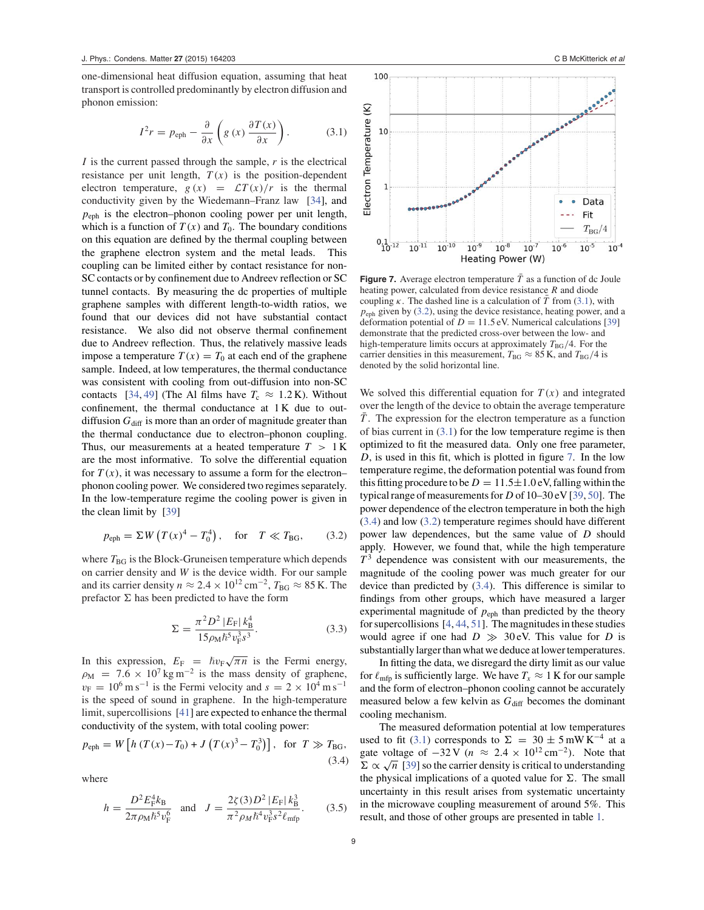one-dimensional heat diffusion equation, assuming that heat transport is controlled predominantly by electron diffusion and phonon emission:

$$I^2 r = p_{\mathrm{eph}} - \frac{\partial}{\partial x}\left(g(x)\frac{\partial T(x)}{\partial x}\right). \tag{3.1}$$

$I$ is the current passed through the sample, $r$ is the electrical resistance per unit length, $T(x)$ is the position-dependent electron temperature, $g(x) = \mathcal{L}T(x)/r$ is the thermal conductivity given by the Wiedemann–Franz law [34], and $p_{\mathrm{eph}}$ is the electron–phonon cooling power per unit length, which is a function of $T(x)$ and $T_0$. The boundary conditions on this equation are defined by the thermal coupling between the graphene electron system and the metal leads. This coupling can be limited either by contact resistance for non-SC contacts or by confinement due to Andreev reflection or SC tunnel contacts. By measuring the dc properties of multiple graphene samples with different length-to-width ratios, we found that our devices did not have substantial contact resistance. We also did not observe thermal confinement due to Andreev reflection. Thus, the relatively massive leads impose a temperature $T(x) = T_0$ at each end of the graphene sample. Indeed, at low temperatures, the thermal conductance was consistent with cooling from out-diffusion into non-SC contacts [34, 49] (The Al films have $T_c \approx 1.2$ K). Without confinement, the thermal conductance at 1 K due to out-diffusion $G_{\mathrm{diff}}$ is more than an order of magnitude greater than the thermal conductance due to electron–phonon coupling. Thus, our measurements at a heated temperature $T > 1$ K are the most informative. To solve the differential equation for $T(x)$, it was necessary to assume a form for the electron–phonon cooling power. We considered two regimes separately. In the low-temperature regime the cooling power is given in the clean limit by [39]

$$p_{\mathrm{eph}} = \Sigma W\left(T(x)^4 - T_0^4\right), \quad \text{for} \quad T \ll T_{\mathrm{BG}}, \tag{3.2}$$

where $T_{\mathrm{BG}}$ is the Block-Gruneisen temperature which depends on carrier density and $W$ is the device width. For our sample and its carrier density $n \approx 2.4 \times 10^{12}\,\mathrm{cm}^{-2}$, $T_{\mathrm{BG}} \approx 85$ K. The prefactor $\Sigma$ has been predicted to have the form

$$\Sigma = \frac{\pi^2 D^2 |E_{\mathrm{F}}| k_{\mathrm{B}}^4}{15 \rho_{\mathrm{M}} \hbar^5 v_{\mathrm{F}}^3 s^3}. \tag{3.3}$$

In this expression, $E_{\mathrm{F}} = \hbar v_{\mathrm{F}}\sqrt{\pi n}$ is the Fermi energy, $\rho_{\mathrm{M}} = 7.6 \times 10^7\,\mathrm{kg\,m}^{-2}$ is the mass density of graphene, $v_{\mathrm{F}} = 10^6\,\mathrm{m\,s}^{-1}$ is the Fermi velocity and $s = 2 \times 10^4\,\mathrm{m\,s}^{-1}$ is the speed of sound in graphene. In the high-temperature limit, supercollisions [41] are expected to enhance the thermal conductivity of the system, with total cooling power:

$$p_{\mathrm{eph}} = W\left[h\left(T(x) - T_0\right) + J\left(T(x)^3 - T_0^3\right)\right], \quad \text{for} \quad T \gg T_{\mathrm{BG}}, \tag{3.4}$$

where

$$h = \frac{D^2 E_{\mathrm{F}}^4 k_{\mathrm{B}}}{2\pi \rho_{\mathrm{M}} \hbar^5 v_{\mathrm{F}}^6} \quad \text{and} \quad J = \frac{2\zeta(3) D^2 |E_{\mathrm{F}}| k_{\mathrm{B}}^3}{\pi^2 \rho_M \hbar^4 v_{\mathrm{F}}^3 s^2 \ell_{\mathrm{mfp}}}. \tag{3.5}$$

**Figure 7.** Average electron temperature $\bar{T}$ as a function of dc Joule heating power, calculated from device resistance $R$ and diode coupling $\kappa$. The dashed line is a calculation of $\bar{T}$ from (3.1), with $p_{\mathrm{eph}}$ given by (3.2), using the device resistance, heating power, and a deformation potential of $D = 11.5$ eV. Numerical calculations [39] demonstrate that the predicted cross-over between the low- and high-temperature limits occurs at approximately $T_{\mathrm{BG}}/4$. For the carrier densities in this measurement, $T_{\mathrm{BG}} \approx 85$ K, and $T_{\mathrm{BG}}/4$ is denoted by the solid horizontal line.

We solved this differential equation for $T(x)$ and integrated over the length of the device to obtain the average temperature $\bar{T}$. The expression for the electron temperature as a function of bias current in (3.1) for the low temperature regime is then optimized to fit the measured data. Only one free parameter, $D$, is used in this fit, which is plotted in figure 7. In the low temperature regime, the deformation potential was found from this fitting procedure to be $D = 11.5 \pm 1.0$ eV, falling within the typical range of measurements for $D$ of 10–30 eV [39, 50]. The power dependence of the electron temperature in both the high (3.4) and low (3.2) temperature regimes should have different power law dependences, but the same value of $D$ should apply. However, we found that, while the high temperature $T^3$ dependence was consistent with our measurements, the magnitude of the cooling power was much greater for our device than predicted by (3.4). This difference is similar to findings from other groups, which have measured a larger experimental magnitude of $p_{\mathrm{eph}}$ than predicted by the theory for supercollisions [4, 44, 51]. The magnitudes in these studies would agree if one had $D \gg 30$ eV. This value for $D$ is substantially larger than what we deduce at lower temperatures.

In fitting the data, we disregard the dirty limit as our value for $\ell_{\mathrm{mfp}}$ is sufficiently large. We have $T_x \approx 1$ K for our sample and the form of electron–phonon cooling cannot be accurately measured below a few kelvin as $G_{\mathrm{diff}}$ becomes the dominant cooling mechanism.

The measured deformation potential at low temperatures used to fit (3.1) corresponds to $\Sigma = 30 \pm 5\,\mathrm{mW\,K}^{-4}$ at a gate voltage of $-32$ V ($n \approx 2.4 \times 10^{12}\,\mathrm{cm}^{-2}$). Note that $\Sigma \propto \sqrt{n}$ [39] so the carrier density is critical to understanding the physical implications of a quoted value for $\Sigma$. The small uncertainty in this result arises from systematic uncertainty in the microwave coupling measurement of around 5%. This result, and those of other groups are presented in table 1.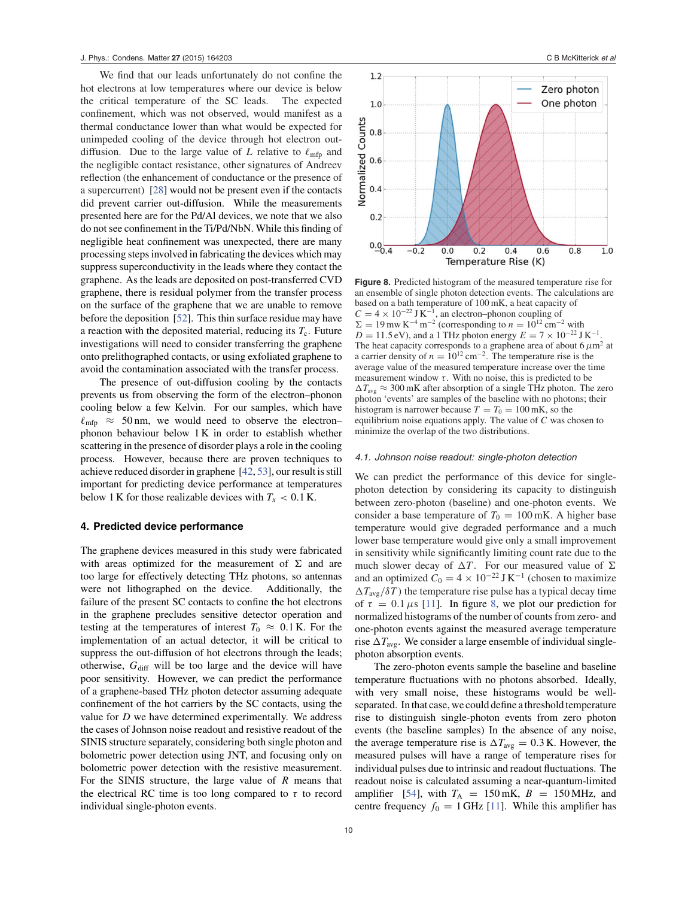We find that our leads unfortunately do not confine the hot electrons at low temperatures where our device is below the critical temperature of the SC leads. The expected confinement, which was not observed, would manifest as a thermal conductance lower than what would be expected for unimpeded cooling of the device through hot electron out-diffusion. Due to the large value of $L$ relative to $\ell_{\mathrm{mfp}}$ and the negligible contact resistance, other signatures of Andreev reflection (the enhancement of conductance or the presence of a supercurrent) [28] would not be present even if the contacts did prevent carrier out-diffusion. While the measurements presented here are for the Pd/Al devices, we note that we also do not see confinement in the Ti/Pd/NbN. While this finding of negligible heat confinement was unexpected, there are many processing steps involved in fabricating the devices which may suppress superconductivity in the leads where they contact the graphene. As the leads are deposited on post-transferred CVD graphene, there is residual polymer from the transfer process on the surface of the graphene that we are unable to remove before the deposition [52]. This thin surface residue may have a reaction with the deposited material, reducing its $T_{\mathrm{c}}$. Future investigations will need to consider transferring the graphene onto prelithographed contacts, or using exfoliated graphene to avoid the contamination associated with the transfer process.

The presence of out-diffusion cooling by the contacts prevents us from observing the form of the electron–phonon cooling below a few Kelvin. For our samples, which have $\ell_{\mathrm{mfp}} \approx 50\,\mathrm{nm}$, we would need to observe the electron–phonon behaviour below 1 K in order to establish whether scattering in the presence of disorder plays a role in the cooling process. However, because there are proven techniques to achieve reduced disorder in graphene [42, 53], our result is still important for predicting device performance at temperatures below 1 K for those realizable devices with $T_x < 0.1\,\mathrm{K}$.

## 4. Predicted device performance

The graphene devices measured in this study were fabricated with areas optimized for the measurement of $\Sigma$ and are too large for effectively detecting THz photons, so antennas were not lithographed on the device. Additionally, the failure of the present SC contacts to confine the hot electrons in the graphene precludes sensitive detector operation and testing at the temperatures of interest $T_0 \approx 0.1\,\mathrm{K}$. For the implementation of an actual detector, it will be critical to suppress the out-diffusion of hot electrons through the leads; otherwise, $G_{\mathrm{diff}}$ will be too large and the device will have poor sensitivity. However, we can predict the performance of a graphene-based THz photon detector assuming adequate confinement of the hot carriers by the SC contacts, using the value for $D$ we have determined experimentally. We address the cases of Johnson noise readout and resistive readout of the SINIS structure separately, considering both single photon and bolometric power detection using JNT, and focusing only on bolometric power detection with the resistive measurement. For the SINIS structure, the large value of $R$ means that the electrical RC time is too long compared to $\tau$ to record individual single-photon events.

**Figure 8.** Predicted histogram of the measured temperature rise for an ensemble of single photon detection events. The calculations are based on a bath temperature of 100 mK, a heat capacity of $C = 4 \times 10^{-22}\,\mathrm{J\,K^{-1}}$, an electron–phonon coupling of $\Sigma = 19\,\mathrm{mW\,K^{-4}\,m^{-2}}$ (corresponding to $n = 10^{12}\,\mathrm{cm^{-2}}$ with $D = 11.5\,\mathrm{eV}$), and a 1 THz photon energy $E = 7 \times 10^{-22}\,\mathrm{J\,K^{-1}}$. The heat capacity corresponds to a graphene area of about $6\,\mu\mathrm{m}^2$ at a carrier density of $n = 10^{12}\,\mathrm{cm^{-2}}$. The temperature rise is the average value of the measured temperature increase over the time measurement window $\tau$. With no noise, this is predicted to be $\Delta T_{\mathrm{avg}} \approx 300\,\mathrm{mK}$ after absorption of a single THz photon. The zero photon 'events' are samples of the baseline with no photons; their histogram is narrower because $T = T_0 = 100\,\mathrm{mK}$, so the equilibrium noise equations apply. The value of $C$ was chosen to minimize the overlap of the two distributions.

### 4.1. Johnson noise readout: single-photon detection

We can predict the performance of this device for single-photon detection by considering its capacity to distinguish between zero-photon (baseline) and one-photon events. We consider a base temperature of $T_0 = 100\,\mathrm{mK}$. A higher base temperature would give degraded performance and a much lower base temperature would give only a small improvement in sensitivity while significantly limiting count rate due to the much slower decay of $\Delta T$. For our measured value of $\Sigma$ and an optimized $C_0 = 4 \times 10^{-22}\,\mathrm{J\,K^{-1}}$ (chosen to maximize $\Delta T_{\mathrm{avg}}/\delta T$) the temperature rise pulse has a typical decay time of $\tau = 0.1\,\mu\mathrm{s}$ [11]. In figure 8, we plot our prediction for normalized histograms of the number of counts from zero- and one-photon events against the measured average temperature rise $\Delta T_{\mathrm{avg}}$. We consider a large ensemble of individual single-photon absorption events.

The zero-photon events sample the baseline and baseline temperature fluctuations with no photons absorbed. Ideally, with very small noise, these histograms would be well-separated. In that case, we could define a threshold temperature rise to distinguish single-photon events from zero photon events (the baseline samples) In the absence of any noise, the average temperature rise is $\Delta T_{\mathrm{avg}} = 0.3\,\mathrm{K}$. However, the measured pulses will have a range of temperature rises for individual pulses due to intrinsic and readout fluctuations. The readout noise is calculated assuming a near-quantum-limited amplifier [54], with $T_{\mathrm{A}} = 150\,\mathrm{mK}$, $B = 150\,\mathrm{MHz}$, and centre frequency $f_0 = 1\,\mathrm{GHz}$ [11]. While this amplifier has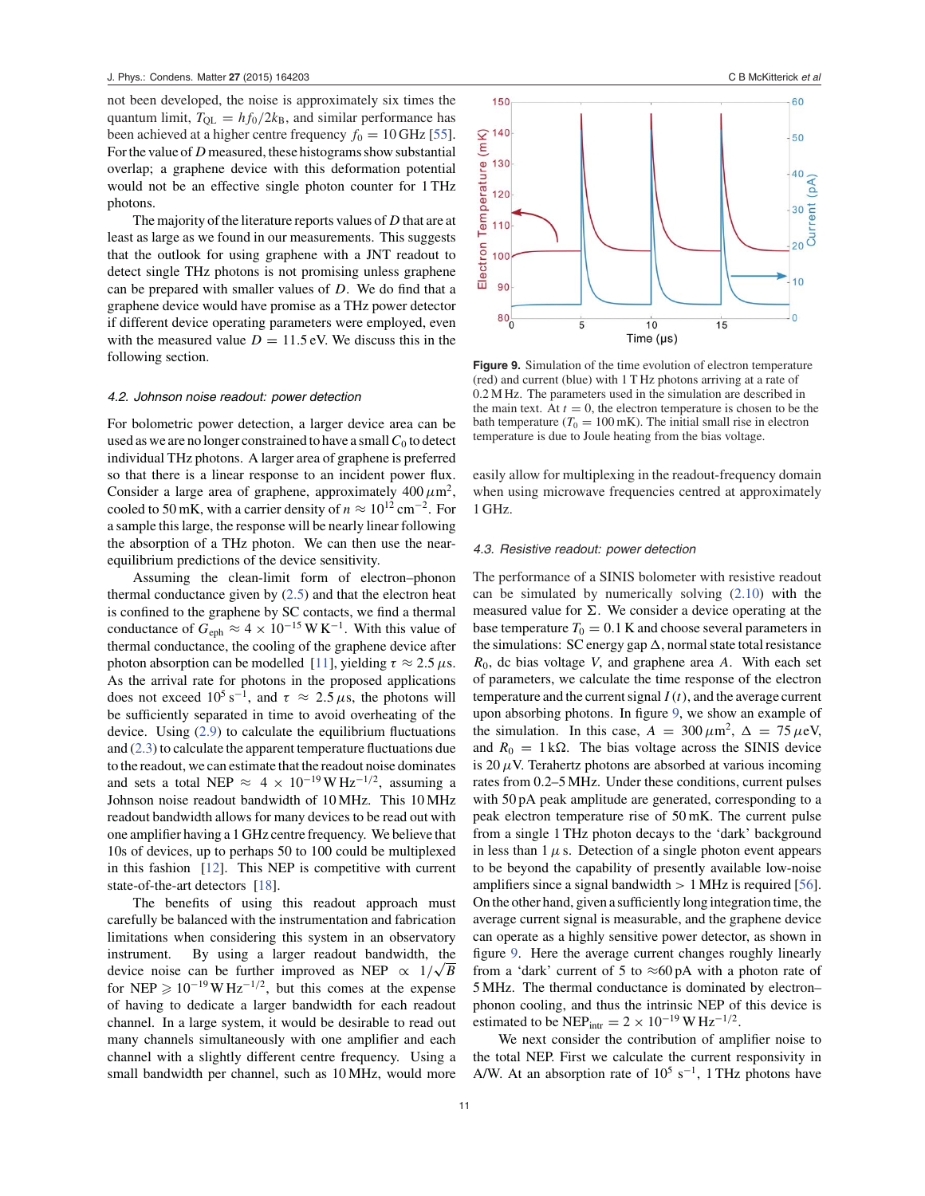not been developed, the noise is approximately six times the quantum limit, $T_{\rm QL} = hf_0/2k_{\rm B}$, and similar performance has been achieved at a higher centre frequency $f_0 = 10$ GHz [55]. For the value of $D$ measured, these histograms show substantial overlap; a graphene device with this deformation potential would not be an effective single photon counter for 1 THz photons.

The majority of the literature reports values of $D$ that are at least as large as we found in our measurements. This suggests that the outlook for using graphene with a JNT readout to detect single THz photons is not promising unless graphene can be prepared with smaller values of $D$. We do find that a graphene device would have promise as a THz power detector if different device operating parameters were employed, even with the measured value $D = 11.5$ eV. We discuss this in the following section.

### 4.2. Johnson noise readout: power detection

For bolometric power detection, a larger device area can be used as we are no longer constrained to have a small $C_0$ to detect individual THz photons. A larger area of graphene is preferred so that there is a linear response to an incident power flux. Consider a large area of graphene, approximately 400 $\mu$m$^2$, cooled to 50 mK, with a carrier density of $n \approx 10^{12}$ cm$^{-2}$. For a sample this large, the response will be nearly linear following the absorption of a THz photon. We can then use the near-equilibrium predictions of the device sensitivity.

Assuming the clean-limit form of electron–phonon thermal conductance given by (2.5) and that the electron heat is confined to the graphene by SC contacts, we find a thermal conductance of $G_{\rm eph} \approx 4 \times 10^{-15}$ W K$^{-1}$. With this value of thermal conductance, the cooling of the graphene device after photon absorption can be modelled [11], yielding $\tau \approx 2.5\,\mu$s. As the arrival rate for photons in the proposed applications does not exceed $10^5$ s$^{-1}$, and $\tau \approx 2.5\,\mu$s, the photons will be sufficiently separated in time to avoid overheating of the device. Using (2.9) to calculate the equilibrium fluctuations and (2.3) to calculate the apparent temperature fluctuations due to the readout, we can estimate that the readout noise dominates and sets a total NEP $\approx 4 \times 10^{-19}$ W Hz$^{-1/2}$, assuming a Johnson noise readout bandwidth of 10 MHz. This 10 MHz readout bandwidth allows for many devices to be read out with one amplifier having a 1 GHz centre frequency. We believe that 10s of devices, up to perhaps 50 to 100 could be multiplexed in this fashion [12]. This NEP is competitive with current state-of-the-art detectors [18].

The benefits of using this readout approach must carefully be balanced with the instrumentation and fabrication limitations when considering this system in an observatory instrument. By using a larger readout bandwidth, the device noise can be further improved as NEP $\propto 1/\sqrt{B}$ for NEP $\geqslant 10^{-19}$ W Hz$^{-1/2}$, but this comes at the expense of having to dedicate a larger bandwidth for each readout channel. In a large system, it would be desirable to read out many channels simultaneously with one amplifier and each channel with a slightly different centre frequency. Using a small bandwidth per channel, such as 10 MHz, would more easily allow for multiplexing in the readout-frequency domain when using microwave frequencies centred at approximately 1 GHz.

**Figure 9.** Simulation of the time evolution of electron temperature (red) and current (blue) with 1 T Hz photons arriving at a rate of 0.2 M Hz. The parameters used in the simulation are described in the main text. At $t = 0$, the electron temperature is chosen to be the bath temperature ($T_0 = 100$ mK). The initial small rise in electron temperature is due to Joule heating from the bias voltage.

### 4.3. Resistive readout: power detection

The performance of a SINIS bolometer with resistive readout can be simulated by numerically solving (2.10) with the measured value for $\Sigma$. We consider a device operating at the base temperature $T_0 = 0.1$ K and choose several parameters in the simulations: SC energy gap $\Delta$, normal state total resistance $R_0$, dc bias voltage $V$, and graphene area $A$. With each set of parameters, we calculate the time response of the electron temperature and the current signal $I(t)$, and the average current upon absorbing photons. In figure 9, we show an example of the simulation. In this case, $A = 300\,\mu$m$^2$, $\Delta = 75\,\mu$eV, and $R_0 = 1$ k$\Omega$. The bias voltage across the SINIS device is 20 $\mu$V. Terahertz photons are absorbed at various incoming rates from 0.2–5 MHz. Under these conditions, current pulses with 50 pA peak amplitude are generated, corresponding to a peak electron temperature rise of 50 mK. The current pulse from a single 1 THz photon decays to the 'dark' background in less than 1 $\mu$ s. Detection of a single photon event appears to be beyond the capability of presently available low-noise amplifiers since a signal bandwidth > 1 MHz is required [56]. On the other hand, given a sufficiently long integration time, the average current signal is measurable, and the graphene device can operate as a highly sensitive power detector, as shown in figure 9. Here the average current changes roughly linearly from a 'dark' current of 5 to ≈60 pA with a photon rate of 5 MHz. The thermal conductance is dominated by electron–phonon cooling, and thus the intrinsic NEP of this device is estimated to be $\mathrm{NEP}_{\rm intr} = 2 \times 10^{-19}$ W Hz$^{-1/2}$.

We next consider the contribution of amplifier noise to the total NEP. First we calculate the current responsivity in A/W. At an absorption rate of $10^5$ s$^{-1}$, 1 THz photons have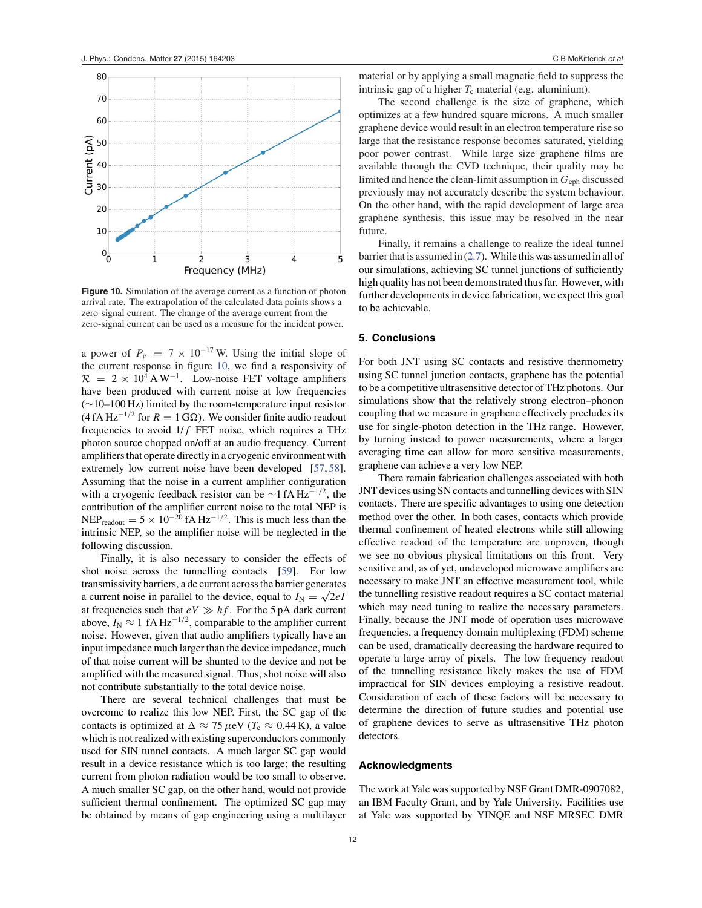Current (pA)

80
70
60
50
40
30
20
10
0

0 1 2 3 4 5

Frequency (MHz)

**Figure 10.** Simulation of the average current as a function of photon arrival rate. The extrapolation of the calculated data points shows a zero-signal current. The change of the average current from the zero-signal current can be used as a measure for the incident power.

a power of $P_\gamma = 7 \times 10^{-17}$ W. Using the initial slope of the current response in figure 10, we find a responsivity of $\mathcal{R} = 2 \times 10^4$ A W$^{-1}$. Low-noise FET voltage amplifiers have been produced with current noise at low frequencies (~10–100 Hz) limited by the room-temperature input resistor (4 fA Hz$^{-1/2}$ for $R = 1$ GΩ). We consider finite audio readout frequencies to avoid $1/f$ FET noise, which requires a THz photon source chopped on/off at an audio frequency. Current amplifiers that operate directly in a cryogenic environment with extremely low current noise have been developed [57, 58]. Assuming that the noise in a current amplifier configuration with a cryogenic feedback resistor can be ~1 fA Hz$^{-1/2}$, the contribution of the amplifier current noise to the total NEP is $\text{NEP}_\text{readout} = 5 \times 10^{-20}$ fA Hz$^{-1/2}$. This is much less than the intrinsic NEP, so the amplifier noise will be neglected in the following discussion.

Finally, it is also necessary to consider the effects of shot noise across the tunnelling contacts [59]. For low transmissivity barriers, a dc current across the barrier generates a current noise in parallel to the device, equal to $I_\text{N} = \sqrt{2eI}$ at frequencies such that $eV \gg hf$. For the 5 pA dark current above, $I_\text{N} \approx 1$ fA Hz$^{-1/2}$, comparable to the amplifier current noise. However, given that audio amplifiers typically have an input impedance much larger than the device impedance, much of that noise current will be shunted to the device and not be amplified with the measured signal. Thus, shot noise will also not contribute substantially to the total device noise.

There are several technical challenges that must be overcome to realize this low NEP. First, the SC gap of the contacts is optimized at $\Delta \approx 75$ μeV ($T_\text{c} \approx 0.44$ K), a value which is not realized with existing superconductors commonly used for SIN tunnel contacts. A much larger SC gap would result in a device resistance which is too large; the resulting current from photon radiation would be too small to observe. A much smaller SC gap, on the other hand, would not provide sufficient thermal confinement. The optimized SC gap may be obtained by means of gap engineering using a multilayer material or by applying a small magnetic field to suppress the intrinsic gap of a higher $T_\text{c}$ material (e.g. aluminium).

The second challenge is the size of graphene, which optimizes at a few hundred square microns. A much smaller graphene device would result in an electron temperature rise so large that the resistance response becomes saturated, yielding poor power contrast. While large size graphene films are available through the CVD technique, their quality may be limited and hence the clean-limit assumption in $G_\text{eph}$ discussed previously may not accurately describe the system behaviour. On the other hand, with the rapid development of large area graphene synthesis, this issue may be resolved in the near future.

Finally, it remains a challenge to realize the ideal tunnel barrier that is assumed in (2.7). While this was assumed in all of our simulations, achieving SC tunnel junctions of sufficiently high quality has not been demonstrated thus far. However, with further developments in device fabrication, we expect this goal to be achievable.

## 5. Conclusions

For both JNT using SC contacts and resistive thermometry using SC tunnel junction contacts, graphene has the potential to be a competitive ultrasensitive detector of THz photons. Our simulations show that the relatively strong electron–phonon coupling that we measure in graphene effectively precludes its use for single-photon detection in the THz range. However, by turning instead to power measurements, where a larger averaging time can allow for more sensitive measurements, graphene can achieve a very low NEP.

There remain fabrication challenges associated with both JNT devices using SN contacts and tunnelling devices with SIN contacts. There are specific advantages to using one detection method over the other. In both cases, contacts which provide thermal confinement of heated electrons while still allowing effective readout of the temperature are unproven, though we see no obvious physical limitations on this front. Very sensitive and, as of yet, undeveloped microwave amplifiers are necessary to make JNT an effective measurement tool, while the tunnelling resistive readout requires a SC contact material which may need tuning to realize the necessary parameters. Finally, because the JNT mode of operation uses microwave frequencies, a frequency domain multiplexing (FDM) scheme can be used, dramatically decreasing the hardware required to operate a large array of pixels. The low frequency readout of the tunnelling resistance likely makes the use of FDM impractical for SIN devices employing a resistive readout. Consideration of each of these factors will be necessary to determine the direction of future studies and potential use of graphene devices to serve as ultrasensitive THz photon detectors.

## Acknowledgments

The work at Yale was supported by NSF Grant DMR-0907082, an IBM Faculty Grant, and by Yale University. Facilities use at Yale was supported by YINQE and NSF MRSEC DMR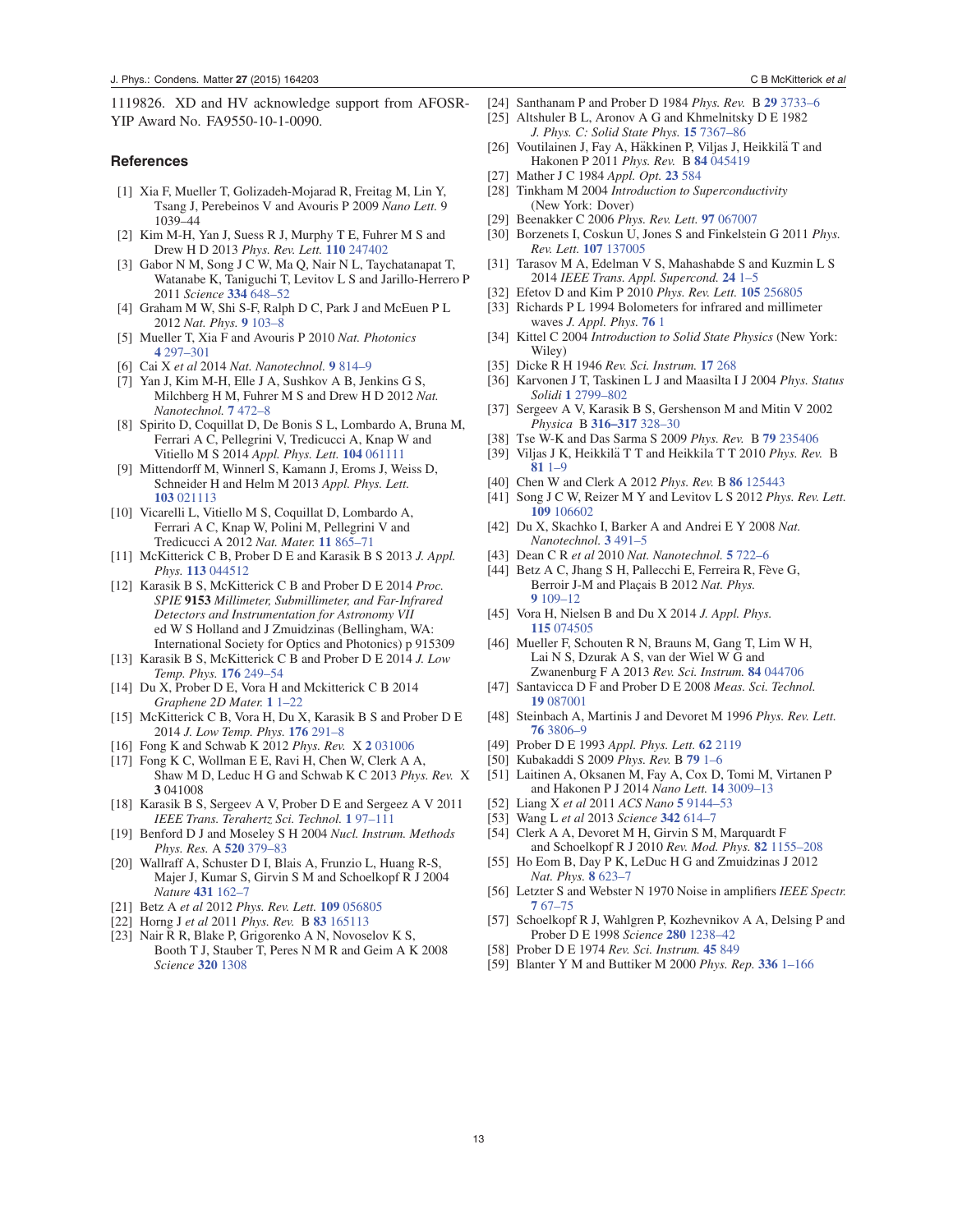1119826. XD and HV acknowledge support from AFOSR-YIP Award No. FA9550-10-1-0090.

## References

[1] Xia F, Mueller T, Golizadeh-Mojarad R, Freitag M, Lin Y, Tsang J, Perebeinos V and Avouris P 2009 *Nano Lett.* 9 1039–44

[2] Kim M-H, Yan J, Suess R J, Murphy T E, Fuhrer M S and Drew H D 2013 *Phys. Rev. Lett.* **110** 247402

[3] Gabor N M, Song J C W, Ma Q, Nair N L, Taychatanapat T, Watanabe K, Taniguchi T, Levitov L S and Jarillo-Herrero P 2011 *Science* **334** 648–52

[4] Graham M W, Shi S-F, Ralph D C, Park J and McEuen P L 2012 *Nat. Phys.* **9** 103–8

[5] Mueller T, Xia F and Avouris P 2010 *Nat. Photonics* **4** 297–301

[6] Cai X *et al* 2014 *Nat. Nanotechnol.* **9** 814–9

[7] Yan J, Kim M-H, Elle J A, Sushkov A B, Jenkins G S, Milchberg H M, Fuhrer M S and Drew H D 2012 *Nat. Nanotechnol.* **7** 472–8

[8] Spirito D, Coquillat D, De Bonis S L, Lombardo A, Bruna M, Ferrari A C, Pellegrini V, Tredicucci A, Knap W and Vitiello M S 2014 *Appl. Phys. Lett.* **104** 061111

[9] Mittendorff M, Winnerl S, Kamann J, Eroms J, Weiss D, Schneider H and Helm M 2013 *Appl. Phys. Lett.* **103** 021113

[10] Vicarelli L, Vitiello M S, Coquillat D, Lombardo A, Ferrari A C, Knap W, Polini M, Pellegrini V and Tredicucci A 2012 *Nat. Mater.* **11** 865–71

[11] McKitterick C B, Prober D E and Karasik B S 2013 *J. Appl. Phys.* **113** 044512

[12] Karasik B S, McKitterick C B and Prober D E 2014 *Proc. SPIE* **9153** *Millimeter, Submillimeter, and Far-Infrared Detectors and Instrumentation for Astronomy VII* ed W S Holland and J Zmuidzinas (Bellingham, WA: International Society for Optics and Photonics) p 915309

[13] Karasik B S, McKitterick C B and Prober D E 2014 *J. Low Temp. Phys.* **176** 249–54

[14] Du X, Prober D E, Vora H and Mckitterick C B 2014 *Graphene 2D Mater.* **1** 1–22

[15] McKitterick C B, Vora H, Du X, Karasik B S and Prober D E 2014 *J. Low Temp. Phys.* **176** 291–8

[16] Fong K and Schwab K 2012 *Phys. Rev.* X **2** 031006

[17] Fong K C, Wollman E E, Ravi H, Chen W, Clerk A A, Shaw M D, Leduc H G and Schwab K C 2013 *Phys. Rev.* X **3** 041008

[18] Karasik B S, Sergeev A V, Prober D E and Sergeez A V 2011 *IEEE Trans. Terahertz Sci. Technol.* **1** 97–111

[19] Benford D J and Moseley S H 2004 *Nucl. Instrum. Methods Phys. Res.* A **520** 379–83

[20] Wallraff A, Schuster D I, Blais A, Frunzio L, Huang R-S, Majer J, Kumar S, Girvin S M and Schoelkopf R J 2004 *Nature* **431** 162–7

[21] Betz A *et al* 2012 *Phys. Rev. Lett.* **109** 056805

[22] Horng J *et al* 2011 *Phys. Rev.* B **83** 165113

[23] Nair R R, Blake P, Grigorenko A N, Novoselov K S, Booth T J, Stauber T, Peres N M R and Geim A K 2008 *Science* **320** 1308

[24] Santhanam P and Prober D 1984 *Phys. Rev.* B **29** 3733–6

[25] Altshuler B L, Aronov A G and Khmelnitsky D E 1982 *J. Phys. C: Solid State Phys.* **15** 7367–86

[26] Voutilainen J, Fay A, Häkkinen P, Viljas J, Heikkilä T and Hakonen P 2011 *Phys. Rev.* B **84** 045419

[27] Mather J C 1984 *Appl. Opt.* **23** 584

[28] Tinkham M 2004 *Introduction to Superconductivity* (New York: Dover)

[29] Beenakker C 2006 *Phys. Rev. Lett.* **97** 067007

[30] Borzenets I, Coskun U, Jones S and Finkelstein G 2011 *Phys. Rev. Lett.* **107** 137005

[31] Tarasov M A, Edelman V S, Mahashabde S and Kuzmin L S 2014 *IEEE Trans. Appl. Supercond.* **24** 1–5

[32] Efetov D and Kim P 2010 *Phys. Rev. Lett.* **105** 256805

[33] Richards P L 1994 Bolometers for infrared and millimeter waves *J. Appl. Phys.* **76** 1

[34] Kittel C 2004 *Introduction to Solid State Physics* (New York: Wiley)

[35] Dicke R H 1946 *Rev. Sci. Instrum.* **17** 268

[36] Karvonen J T, Taskinen L J and Maasilta I J 2004 *Phys. Status Solidi* **1** 2799–802

[37] Sergeev A V, Karasik B S, Gershenson M and Mitin V 2002 *Physica* B **316–317** 328–30

[38] Tse W-K and Das Sarma S 2009 *Phys. Rev.* B **79** 235406

[39] Viljas J K, Heikkilä T T and Heikkila T T 2010 *Phys. Rev.* B **81** 1–9

[40] Chen W and Clerk A 2012 *Phys. Rev.* B **86** 125443

[41] Song J C W, Reizer M Y and Levitov L S 2012 *Phys. Rev. Lett.* **109** 106602

[42] Du X, Skachko I, Barker A and Andrei E Y 2008 *Nat. Nanotechnol.* **3** 491–5

[43] Dean C R *et al* 2010 *Nat. Nanotechnol.* **5** 722–6

[44] Betz A C, Jhang S H, Pallecchi E, Ferreira R, Fève G, Berroir J-M and Plaçais B 2012 *Nat. Phys.* **9** 109–12

[45] Vora H, Nielsen B and Du X 2014 *J. Appl. Phys.* **115** 074505

[46] Mueller F, Schouten R N, Brauns M, Gang T, Lim W H, Lai N S, Dzurak A S, van der Wiel W G and Zwanenburg F A 2013 *Rev. Sci. Instrum.* **84** 044706

[47] Santavicca D F and Prober D E 2008 *Meas. Sci. Technol.* **19** 087001

[48] Steinbach A, Martinis J and Devoret M 1996 *Phys. Rev. Lett.* **76** 3806–9

[49] Prober D E 1993 *Appl. Phys. Lett.* **62** 2119

[50] Kubakaddi S 2009 *Phys. Rev.* B **79** 1–6

[51] Laitinen A, Oksanen M, Fay A, Cox D, Tomi M, Virtanen P and Hakonen P J 2014 *Nano Lett.* **14** 3009–13

[52] Liang X *et al* 2011 *ACS Nano* **5** 9144–53

[53] Wang L *et al* 2013 *Science* **342** 614–7

[54] Clerk A A, Devoret M H, Girvin S M, Marquardt F and Schoelkopf R J 2010 *Rev. Mod. Phys.* **82** 1155–208

[55] Ho Eom B, Day P K, LeDuc H G and Zmuidzinas J 2012 *Nat. Phys.* **8** 623–7

[56] Letzter S and Webster N 1970 Noise in amplifiers *IEEE Spectr.* **7** 67–75

[57] Schoelkopf R J, Wahlgren P, Kozhevnikov A A, Delsing P and Prober D E 1998 *Science* **280** 1238–42

[58] Prober D E 1974 *Rev. Sci. Instrum.* **45** 849

[59] Blanter Y M and Buttiker M 2000 *Phys. Rep.* **336** 1–166